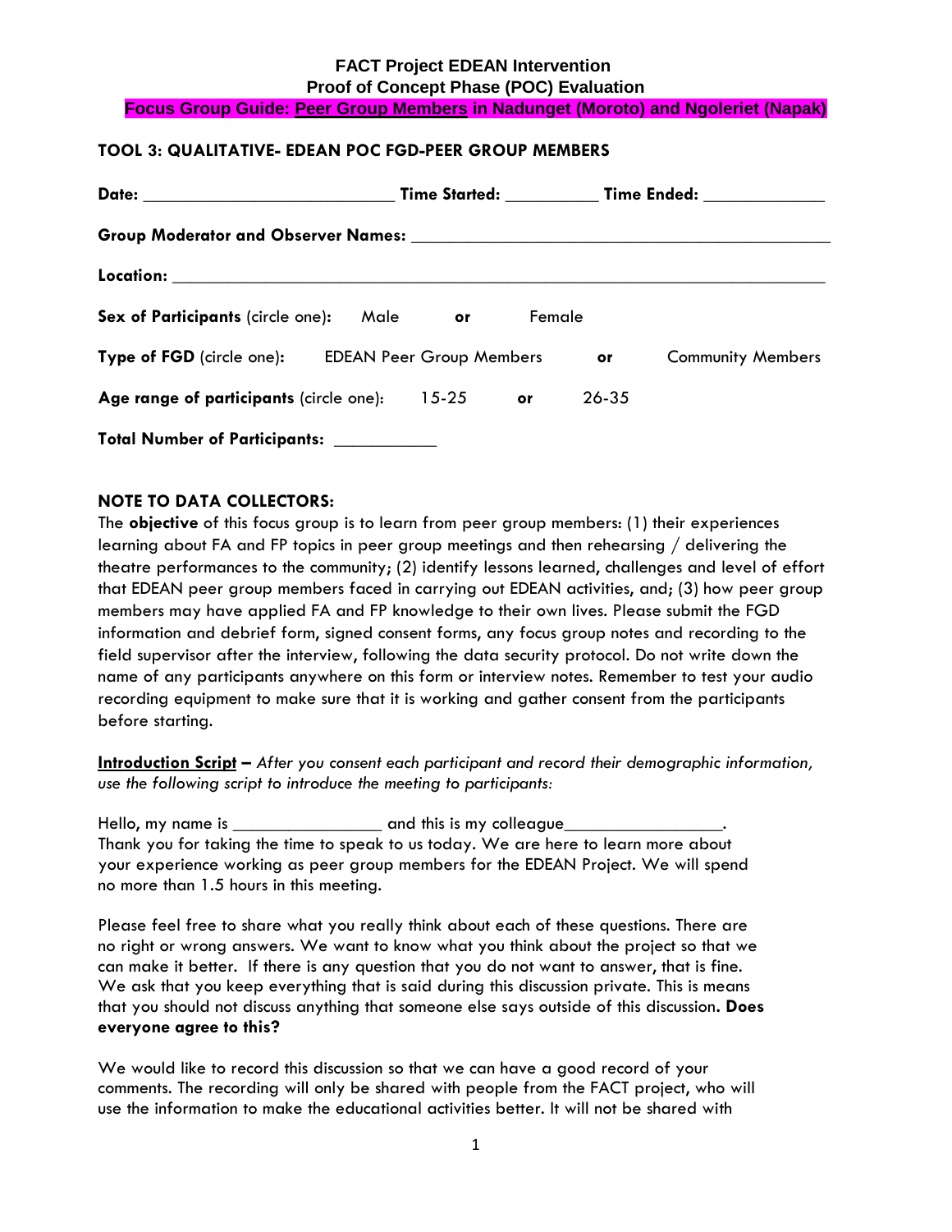# FACT Project EDEAN Intervention

## Proof of Concept Phase (POC) Evaluation

### Focus Group Guide: <u>Peer Group Members</u> in Nadunget (Moroto) and Ngoleriet (Napak)

**TOOL 3: QUALITATIVE- EDEAN POC FGD-PEER GROUP MEMBERS**

**Date:** ___________________________ **Time Started:** __________ **Time Ended:** _____________

**Group Moderator and Observer Names:** ______________________________________________

**Location:** _______________________________________________________________________

**Sex of Participants** (circle one): Male **or** Female

**Type of FGD** (circle one): EDEAN Peer Group Members **or** Community Members

**Age range of participants** (circle one): 15-25 **or** 26-35

**Total Number of Participants:** ___________

**NOTE TO DATA COLLECTORS:**

The **objective** of this focus group is to learn from peer group members: (1) their experiences learning about FA and FP topics in peer group meetings and then rehearsing / delivering the theatre performances to the community; (2) identify lessons learned, challenges and level of effort that EDEAN peer group members faced in carrying out EDEAN activities, and; (3) how peer group members may have applied FA and FP knowledge to their own lives. Please submit the FGD information and debrief form, signed consent forms, any focus group notes and recording to the field supervisor after the interview, following the data security protocol. Do not write down the name of any participants anywhere on this form or interview notes. Remember to test your audio recording equipment to make sure that it is working and gather consent from the participants before starting.

<u>**Introduction Script**</u> **–** *After you consent each participant and record their demographic information, use the following script to introduce the meeting to participants:*

Hello, my name is ________________ and this is my colleague_________________.
Thank you for taking the time to speak to us today. We are here to learn more about your experience working as peer group members for the EDEAN Project. We will spend no more than 1.5 hours in this meeting.

Please feel free to share what you really think about each of these questions. There are no right or wrong answers. We want to know what you think about the project so that we can make it better. If there is any question that you do not want to answer, that is fine. We ask that you keep everything that is said during this discussion private. This is means that you should not discuss anything that someone else says outside of this discussion. **Does everyone agree to this?**

We would like to record this discussion so that we can have a good record of your comments. The recording will only be shared with people from the FACT project, who will use the information to make the educational activities better. It will not be shared with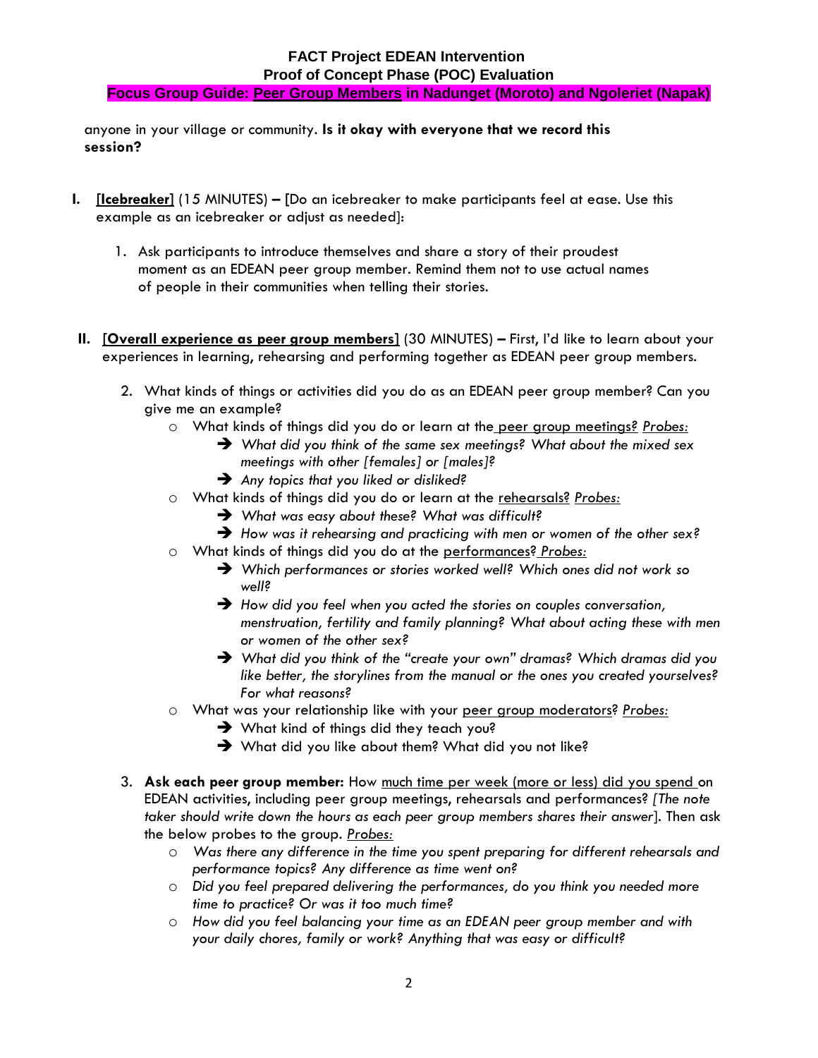anyone in your village or community. **Is it okay with everyone that we record this session?**

**I. [Icebreaker]** (15 MINUTES) **–** [Do an icebreaker to make participants feel at ease. Use this example as an icebreaker or adjust as needed]:

1. Ask participants to introduce themselves and share a story of their proudest moment as an EDEAN peer group member. Remind them not to use actual names of people in their communities when telling their stories.

**II. [Overall experience as peer group members]** (30 MINUTES) **–** First, I'd like to learn about your experiences in learning, rehearsing and performing together as EDEAN peer group members.

2. What kinds of things or activities did you do as an EDEAN peer group member? Can you give me an example?
   - What kinds of things did you do or learn at the peer group meetings? *Probes:*
     - ➔ *What did you think of the same sex meetings? What about the mixed sex meetings with other [females] or [males]?*
     - ➔ *Any topics that you liked or disliked?*
   - What kinds of things did you do or learn at the rehearsals? *Probes:*
     - ➔ *What was easy about these? What was difficult?*
     - ➔ *How was it rehearsing and practicing with men or women of the other sex?*
   - What kinds of things did you do at the performances? *Probes:*
     - ➔ *Which performances or stories worked well? Which ones did not work so well?*
     - ➔ *How did you feel when you acted the stories on couples conversation, menstruation, fertility and family planning? What about acting these with men or women of the other sex?*
     - ➔ *What did you think of the "create your own" dramas? Which dramas did you like better, the storylines from the manual or the ones you created yourselves? For what reasons?*
   - What was your relationship like with your peer group moderators? *Probes:*
     - ➔ What kind of things did they teach you?
     - ➔ What did you like about them? What did you not like?

3. **Ask each peer group member:** How much time per week (more or less) did you spend on EDEAN activities, including peer group meetings, rehearsals and performances? *[The note taker should write down the hours as each peer group members shares their answer*]. Then ask the below probes to the group. *Probes:*
   - *Was there any difference in the time you spent preparing for different rehearsals and performance topics? Any difference as time went on?*
   - *Did you feel prepared delivering the performances, do you think you needed more time to practice? Or was it too much time?*
   - *How did you feel balancing your time as an EDEAN peer group member and with your daily chores, family or work? Anything that was easy or difficult?*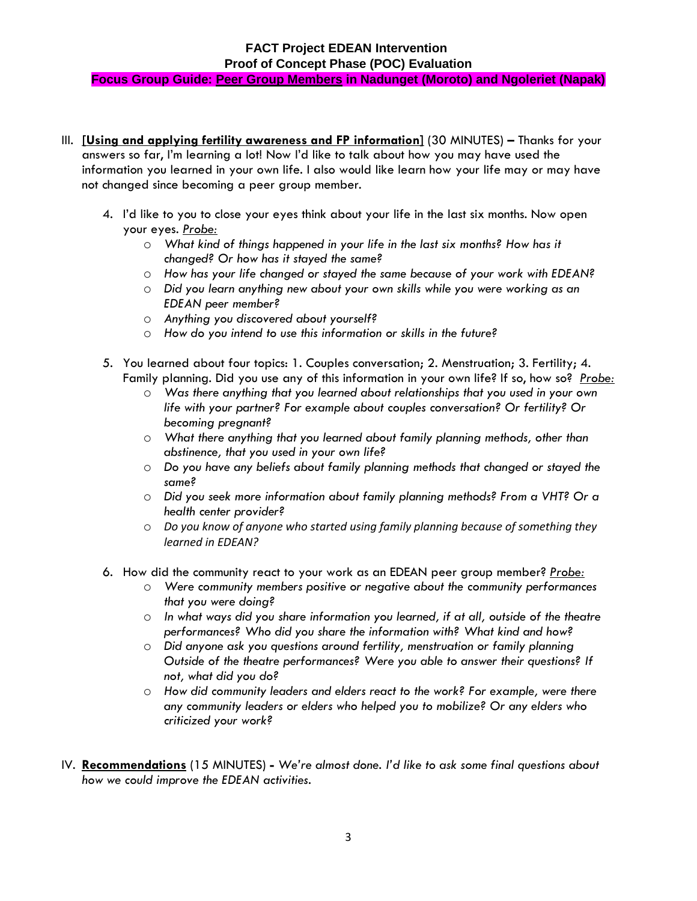**FACT Project EDEAN Intervention**
**Proof of Concept Phase (POC) Evaluation**
**Focus Group Guide: Peer Group Members in Nadunget (Moroto) and Ngoleriet (Napak)**

III. [**Using and applying fertility awareness and FP information**] (30 MINUTES) **–** Thanks for your answers so far, I'm learning a lot! Now I'd like to talk about how you may have used the information you learned in your own life. I also would like learn how your life may or may have not changed since becoming a peer group member.

4. I'd like to you to close your eyes think about your life in the last six months. Now open your eyes. *Probe:*
   - *What kind of things happened in your life in the last six months? How has it changed? Or how has it stayed the same?*
   - *How has your life changed or stayed the same because of your work with EDEAN?*
   - *Did you learn anything new about your own skills while you were working as an EDEAN peer member?*
   - *Anything you discovered about yourself?*
   - *How do you intend to use this information or skills in the future?*

5. You learned about four topics: 1. Couples conversation; 2. Menstruation; 3. Fertility; 4. Family planning. Did you use any of this information in your own life? If so, how so? *Probe:*
   - *Was there anything that you learned about relationships that you used in your own life with your partner? For example about couples conversation? Or fertility? Or becoming pregnant?*
   - *What there anything that you learned about family planning methods, other than abstinence, that you used in your own life?*
   - *Do you have any beliefs about family planning methods that changed or stayed the same?*
   - *Did you seek more information about family planning methods? From a VHT? Or a health center provider?*
   - *Do you know of anyone who started using family planning because of something they learned in EDEAN?*

6. How did the community react to your work as an EDEAN peer group member? *Probe:*
   - *Were community members positive or negative about the community performances that you were doing?*
   - *In what ways did you share information you learned, if at all, outside of the theatre performances? Who did you share the information with? What kind and how?*
   - *Did anyone ask you questions around fertility, menstruation or family planning Outside of the theatre performances? Were you able to answer their questions? If not, what did you do?*
   - *How did community leaders and elders react to the work? For example, were there any community leaders or elders who helped you to mobilize? Or any elders who criticized your work?*

IV. **Recommendations** (15 MINUTES) **-** *We're almost done. I'd like to ask some final questions about how we could improve the EDEAN activities.*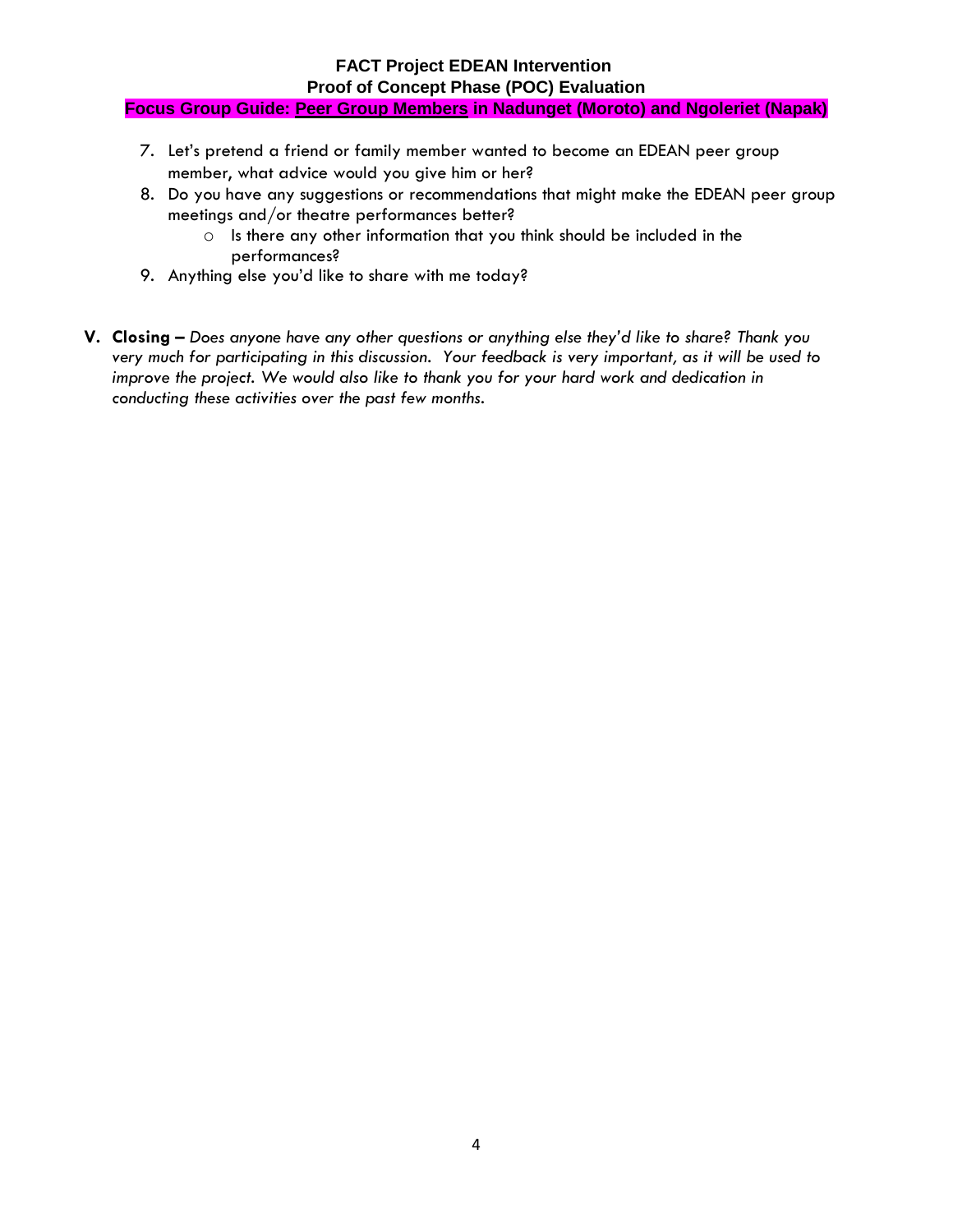7. Let's pretend a friend or family member wanted to become an EDEAN peer group member, what advice would you give him or her?
8. Do you have any suggestions or recommendations that might make the EDEAN peer group meetings and/or theatre performances better?
   - Is there any other information that you think should be included in the performances?
9. Anything else you'd like to share with me today?

**V. Closing –** *Does anyone have any other questions or anything else they'd like to share? Thank you very much for participating in this discussion. Your feedback is very important, as it will be used to improve the project. We would also like to thank you for your hard work and dedication in conducting these activities over the past few months.*